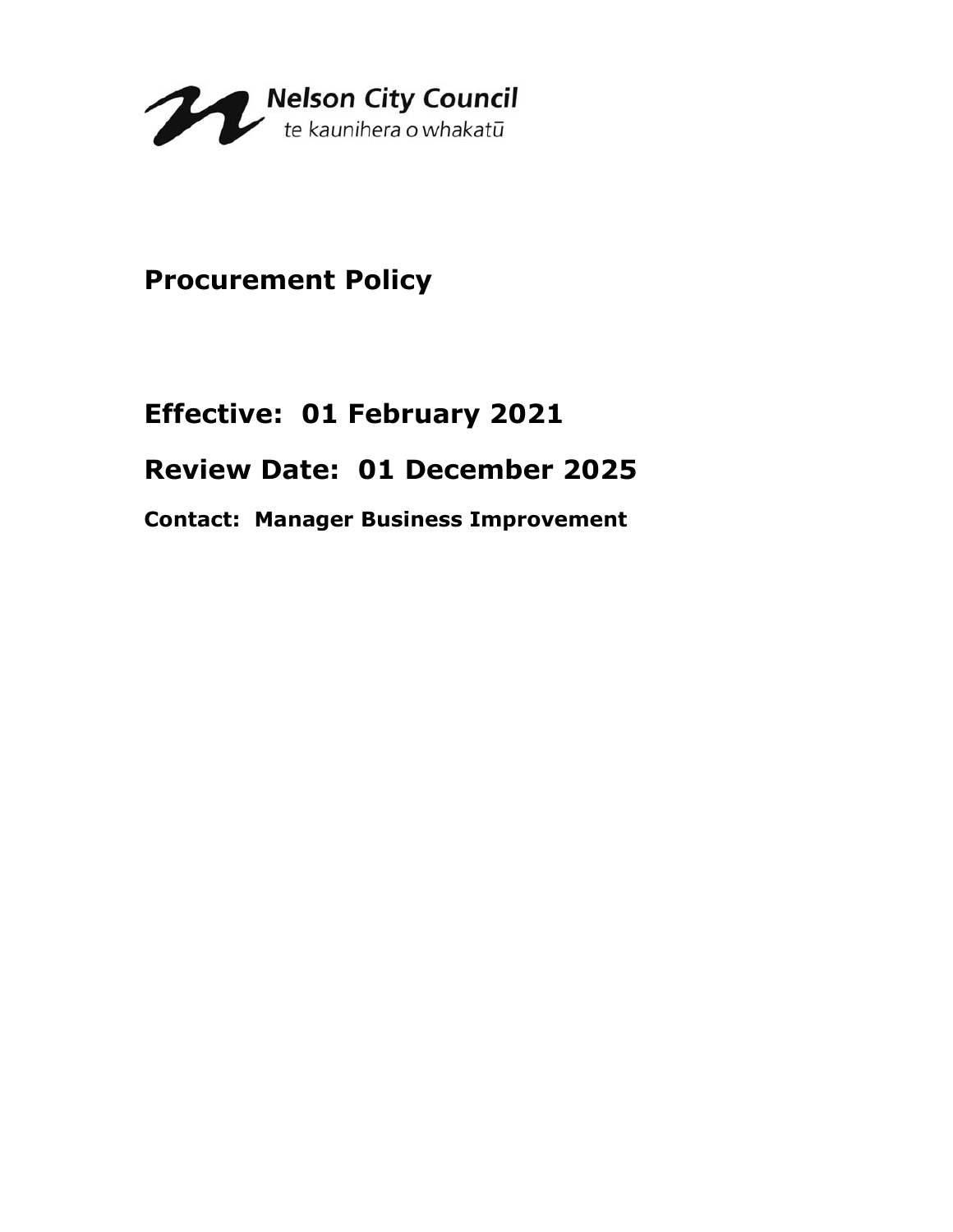Nelson City Council
te kaunihera o whakatū

# Procurement Policy

## Effective: 01 February 2021

## Review Date: 01 December 2025

**Contact: Manager Business Improvement**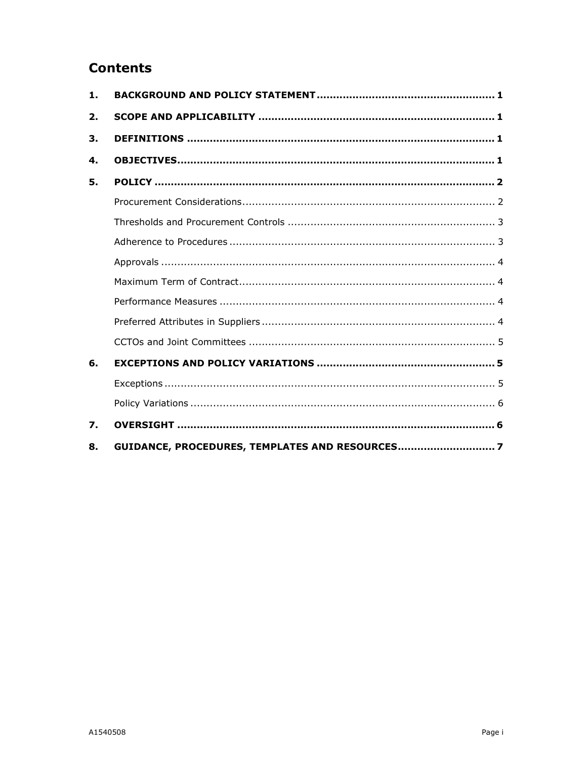# Contents

1. **BACKGROUND AND POLICY STATEMENT** ...................................................... 1
2. **SCOPE AND APPLICABILITY** ......................................................................... 1
3. **DEFINITIONS** .............................................................................................. 1
4. **OBJECTIVES** ................................................................................................ 1
5. **POLICY** ......................................................................................................... 2
   - Procurement Considerations ............................................................................ 2
   - Thresholds and Procurement Controls ............................................................... 3
   - Adherence to Procedures ................................................................................. 3
   - Approvals ....................................................................................................... 4
   - Maximum Term of Contract .............................................................................. 4
   - Performance Measures .................................................................................... 4
   - Preferred Attributes in Suppliers ....................................................................... 4
   - CCTOs and Joint Committees ........................................................................... 5
6. **EXCEPTIONS AND POLICY VARIATIONS** ...................................................... 5
   - Exceptions ..................................................................................................... 5
   - Policy Variations ............................................................................................. 6
7. **OVERSIGHT** ................................................................................................. 6
8. **GUIDANCE, PROCEDURES, TEMPLATES AND RESOURCES** ............................ 7

A1540508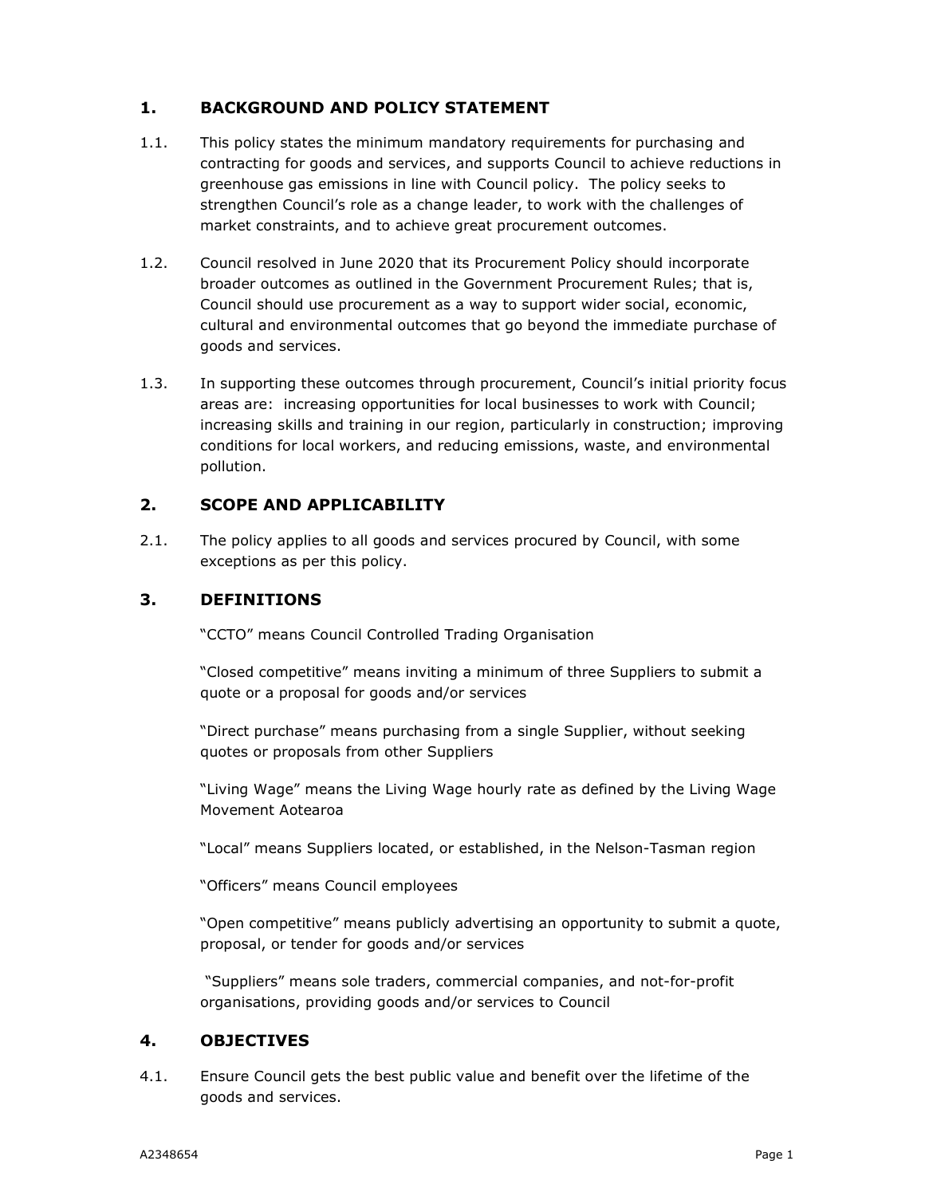## 1. BACKGROUND AND POLICY STATEMENT

1.1. This policy states the minimum mandatory requirements for purchasing and contracting for goods and services, and supports Council to achieve reductions in greenhouse gas emissions in line with Council policy. The policy seeks to strengthen Council's role as a change leader, to work with the challenges of market constraints, and to achieve great procurement outcomes.

1.2. Council resolved in June 2020 that its Procurement Policy should incorporate broader outcomes as outlined in the Government Procurement Rules; that is, Council should use procurement as a way to support wider social, economic, cultural and environmental outcomes that go beyond the immediate purchase of goods and services.

1.3. In supporting these outcomes through procurement, Council's initial priority focus areas are: increasing opportunities for local businesses to work with Council; increasing skills and training in our region, particularly in construction; improving conditions for local workers, and reducing emissions, waste, and environmental pollution.

## 2. SCOPE AND APPLICABILITY

2.1. The policy applies to all goods and services procured by Council, with some exceptions as per this policy.

## 3. DEFINITIONS

"CCTO" means Council Controlled Trading Organisation

"Closed competitive" means inviting a minimum of three Suppliers to submit a quote or a proposal for goods and/or services

"Direct purchase" means purchasing from a single Supplier, without seeking quotes or proposals from other Suppliers

"Living Wage" means the Living Wage hourly rate as defined by the Living Wage Movement Aotearoa

"Local" means Suppliers located, or established, in the Nelson-Tasman region

"Officers" means Council employees

"Open competitive" means publicly advertising an opportunity to submit a quote, proposal, or tender for goods and/or services

"Suppliers" means sole traders, commercial companies, and not-for-profit organisations, providing goods and/or services to Council

## 4. OBJECTIVES

4.1. Ensure Council gets the best public value and benefit over the lifetime of the goods and services.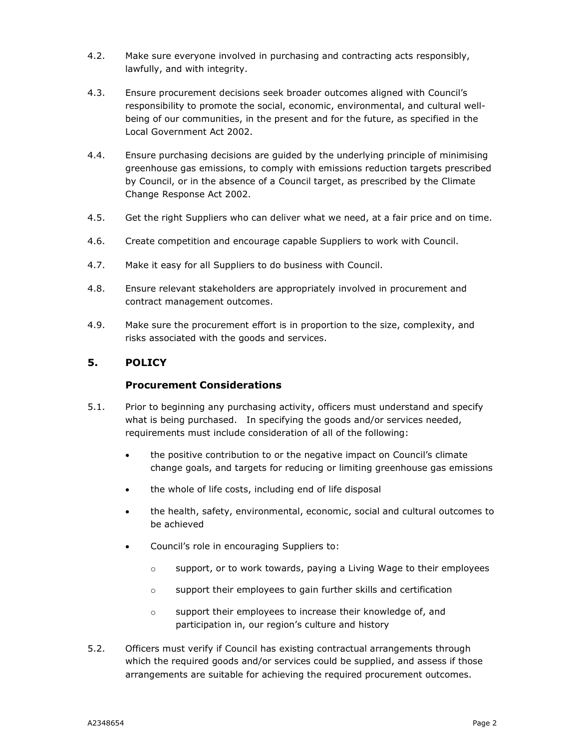4.2. Make sure everyone involved in purchasing and contracting acts responsibly, lawfully, and with integrity.

4.3. Ensure procurement decisions seek broader outcomes aligned with Council's responsibility to promote the social, economic, environmental, and cultural well-being of our communities, in the present and for the future, as specified in the Local Government Act 2002.

4.4. Ensure purchasing decisions are guided by the underlying principle of minimising greenhouse gas emissions, to comply with emissions reduction targets prescribed by Council, or in the absence of a Council target, as prescribed by the Climate Change Response Act 2002.

4.5. Get the right Suppliers who can deliver what we need, at a fair price and on time.

4.6. Create competition and encourage capable Suppliers to work with Council.

4.7. Make it easy for all Suppliers to do business with Council.

4.8. Ensure relevant stakeholders are appropriately involved in procurement and contract management outcomes.

4.9. Make sure the procurement effort is in proportion to the size, complexity, and risks associated with the goods and services.

## 5. POLICY

### Procurement Considerations

5.1. Prior to beginning any purchasing activity, officers must understand and specify what is being purchased. In specifying the goods and/or services needed, requirements must include consideration of all of the following:

- the positive contribution to or the negative impact on Council's climate change goals, and targets for reducing or limiting greenhouse gas emissions
- the whole of life costs, including end of life disposal
- the health, safety, environmental, economic, social and cultural outcomes to be achieved
- Council's role in encouraging Suppliers to:
  - support, or to work towards, paying a Living Wage to their employees
  - support their employees to gain further skills and certification
  - support their employees to increase their knowledge of, and participation in, our region's culture and history

5.2. Officers must verify if Council has existing contractual arrangements through which the required goods and/or services could be supplied, and assess if those arrangements are suitable for achieving the required procurement outcomes.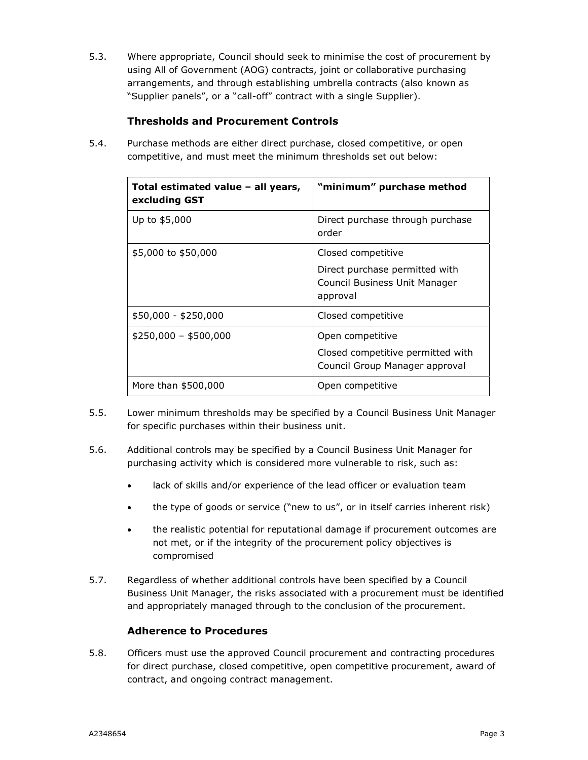5.3. Where appropriate, Council should seek to minimise the cost of procurement by using All of Government (AOG) contracts, joint or collaborative purchasing arrangements, and through establishing umbrella contracts (also known as "Supplier panels", or a "call-off" contract with a single Supplier).

### Thresholds and Procurement Controls

5.4. Purchase methods are either direct purchase, closed competitive, or open competitive, and must meet the minimum thresholds set out below:

| Total estimated value – all years, excluding GST | "minimum" purchase method |
| --- | --- |
| Up to $5,000 | Direct purchase through purchase order |
| $5,000 to $50,000 | Closed competitive<br>Direct purchase permitted with Council Business Unit Manager approval |
| $50,000 - $250,000 | Closed competitive |
| $250,000 – $500,000 | Open competitive<br>Closed competitive permitted with Council Group Manager approval |
| More than $500,000 | Open competitive |

5.5. Lower minimum thresholds may be specified by a Council Business Unit Manager for specific purchases within their business unit.

5.6. Additional controls may be specified by a Council Business Unit Manager for purchasing activity which is considered more vulnerable to risk, such as:

- lack of skills and/or experience of the lead officer or evaluation team
- the type of goods or service ("new to us", or in itself carries inherent risk)
- the realistic potential for reputational damage if procurement outcomes are not met, or if the integrity of the procurement policy objectives is compromised

5.7. Regardless of whether additional controls have been specified by a Council Business Unit Manager, the risks associated with a procurement must be identified and appropriately managed through to the conclusion of the procurement.

### Adherence to Procedures

5.8. Officers must use the approved Council procurement and contracting procedures for direct purchase, closed competitive, open competitive procurement, award of contract, and ongoing contract management.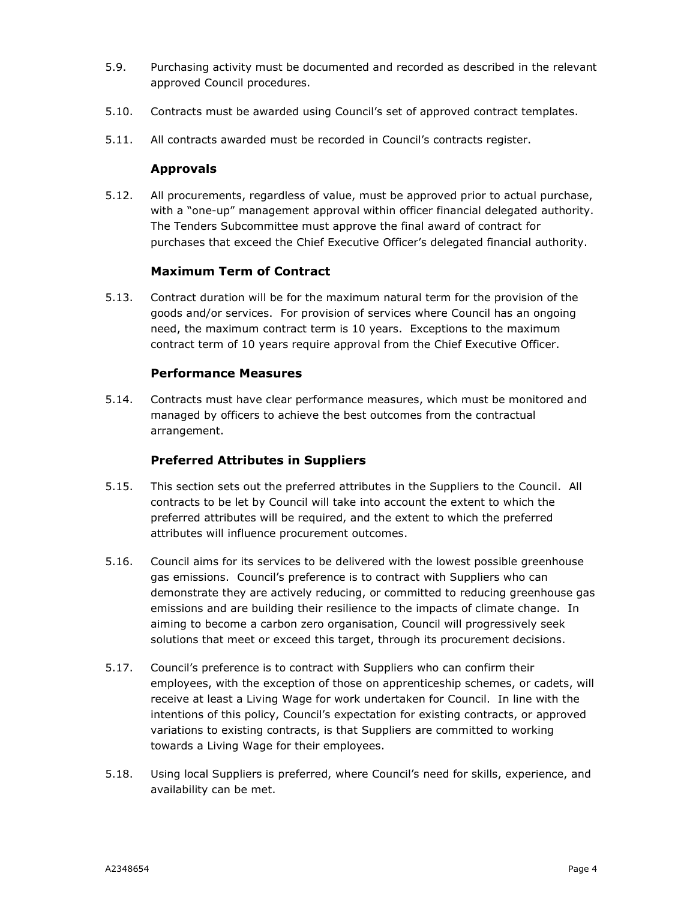5.9. Purchasing activity must be documented and recorded as described in the relevant approved Council procedures.

5.10. Contracts must be awarded using Council's set of approved contract templates.

5.11. All contracts awarded must be recorded in Council's contracts register.

### Approvals

5.12. All procurements, regardless of value, must be approved prior to actual purchase, with a "one-up" management approval within officer financial delegated authority. The Tenders Subcommittee must approve the final award of contract for purchases that exceed the Chief Executive Officer's delegated financial authority.

### Maximum Term of Contract

5.13. Contract duration will be for the maximum natural term for the provision of the goods and/or services. For provision of services where Council has an ongoing need, the maximum contract term is 10 years. Exceptions to the maximum contract term of 10 years require approval from the Chief Executive Officer.

### Performance Measures

5.14. Contracts must have clear performance measures, which must be monitored and managed by officers to achieve the best outcomes from the contractual arrangement.

### Preferred Attributes in Suppliers

5.15. This section sets out the preferred attributes in the Suppliers to the Council. All contracts to be let by Council will take into account the extent to which the preferred attributes will be required, and the extent to which the preferred attributes will influence procurement outcomes.

5.16. Council aims for its services to be delivered with the lowest possible greenhouse gas emissions. Council's preference is to contract with Suppliers who can demonstrate they are actively reducing, or committed to reducing greenhouse gas emissions and are building their resilience to the impacts of climate change. In aiming to become a carbon zero organisation, Council will progressively seek solutions that meet or exceed this target, through its procurement decisions.

5.17. Council's preference is to contract with Suppliers who can confirm their employees, with the exception of those on apprenticeship schemes, or cadets, will receive at least a Living Wage for work undertaken for Council. In line with the intentions of this policy, Council's expectation for existing contracts, or approved variations to existing contracts, is that Suppliers are committed to working towards a Living Wage for their employees.

5.18. Using local Suppliers is preferred, where Council's need for skills, experience, and availability can be met.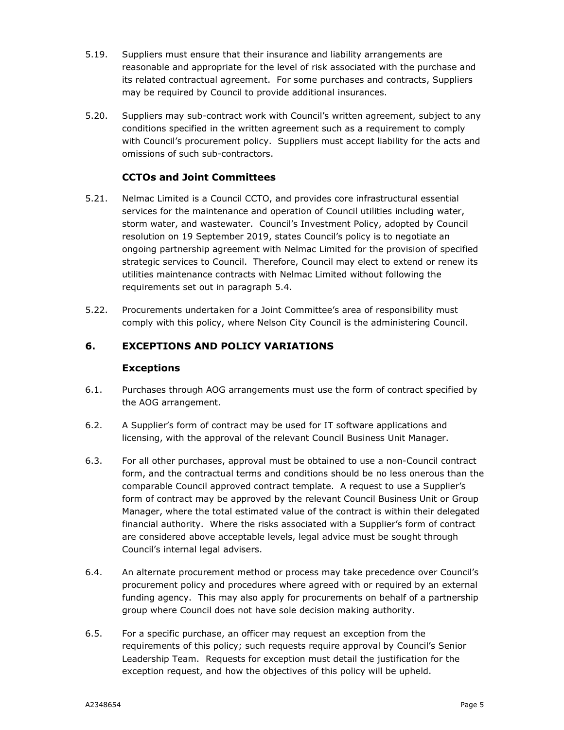5.19. Suppliers must ensure that their insurance and liability arrangements are reasonable and appropriate for the level of risk associated with the purchase and its related contractual agreement. For some purchases and contracts, Suppliers may be required by Council to provide additional insurances.

5.20. Suppliers may sub-contract work with Council's written agreement, subject to any conditions specified in the written agreement such as a requirement to comply with Council's procurement policy. Suppliers must accept liability for the acts and omissions of such sub-contractors.

### CCTOs and Joint Committees

5.21. Nelmac Limited is a Council CCTO, and provides core infrastructural essential services for the maintenance and operation of Council utilities including water, storm water, and wastewater. Council's Investment Policy, adopted by Council resolution on 19 September 2019, states Council's policy is to negotiate an ongoing partnership agreement with Nelmac Limited for the provision of specified strategic services to Council. Therefore, Council may elect to extend or renew its utilities maintenance contracts with Nelmac Limited without following the requirements set out in paragraph 5.4.

5.22. Procurements undertaken for a Joint Committee's area of responsibility must comply with this policy, where Nelson City Council is the administering Council.

## 6. EXCEPTIONS AND POLICY VARIATIONS

### Exceptions

6.1. Purchases through AOG arrangements must use the form of contract specified by the AOG arrangement.

6.2. A Supplier's form of contract may be used for IT software applications and licensing, with the approval of the relevant Council Business Unit Manager.

6.3. For all other purchases, approval must be obtained to use a non-Council contract form, and the contractual terms and conditions should be no less onerous than the comparable Council approved contract template. A request to use a Supplier's form of contract may be approved by the relevant Council Business Unit or Group Manager, where the total estimated value of the contract is within their delegated financial authority. Where the risks associated with a Supplier's form of contract are considered above acceptable levels, legal advice must be sought through Council's internal legal advisers.

6.4. An alternate procurement method or process may take precedence over Council's procurement policy and procedures where agreed with or required by an external funding agency. This may also apply for procurements on behalf of a partnership group where Council does not have sole decision making authority.

6.5. For a specific purchase, an officer may request an exception from the requirements of this policy; such requests require approval by Council's Senior Leadership Team. Requests for exception must detail the justification for the exception request, and how the objectives of this policy will be upheld.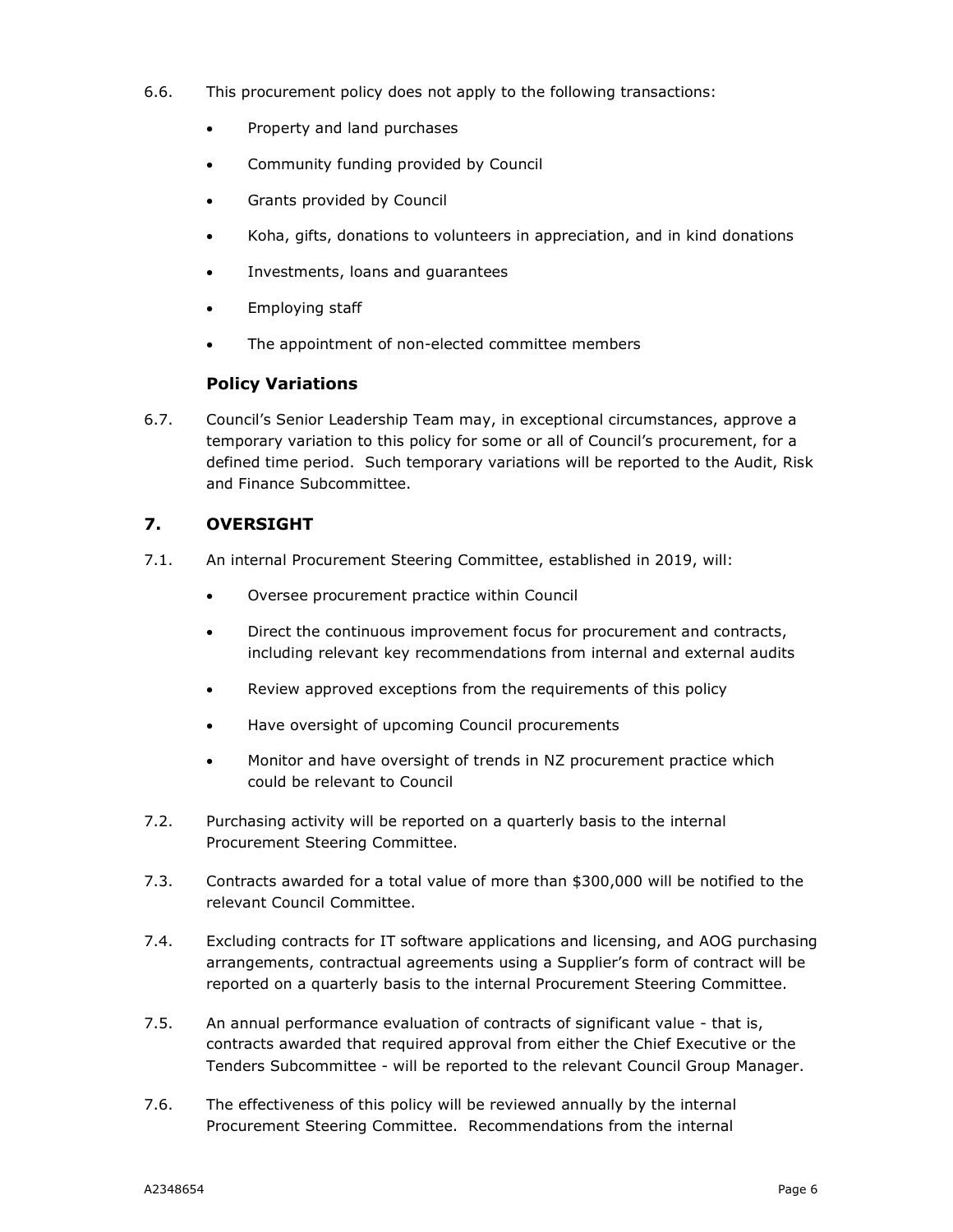6.6. This procurement policy does not apply to the following transactions:

- Property and land purchases
- Community funding provided by Council
- Grants provided by Council
- Koha, gifts, donations to volunteers in appreciation, and in kind donations
- Investments, loans and guarantees
- Employing staff
- The appointment of non-elected committee members

### Policy Variations

6.7. Council's Senior Leadership Team may, in exceptional circumstances, approve a temporary variation to this policy for some or all of Council's procurement, for a defined time period. Such temporary variations will be reported to the Audit, Risk and Finance Subcommittee.

## 7. OVERSIGHT

7.1. An internal Procurement Steering Committee, established in 2019, will:

- Oversee procurement practice within Council
- Direct the continuous improvement focus for procurement and contracts, including relevant key recommendations from internal and external audits
- Review approved exceptions from the requirements of this policy
- Have oversight of upcoming Council procurements
- Monitor and have oversight of trends in NZ procurement practice which could be relevant to Council

7.2. Purchasing activity will be reported on a quarterly basis to the internal Procurement Steering Committee.

7.3. Contracts awarded for a total value of more than $300,000 will be notified to the relevant Council Committee.

7.4. Excluding contracts for IT software applications and licensing, and AOG purchasing arrangements, contractual agreements using a Supplier's form of contract will be reported on a quarterly basis to the internal Procurement Steering Committee.

7.5. An annual performance evaluation of contracts of significant value - that is, contracts awarded that required approval from either the Chief Executive or the Tenders Subcommittee - will be reported to the relevant Council Group Manager.

7.6. The effectiveness of this policy will be reviewed annually by the internal Procurement Steering Committee. Recommendations from the internal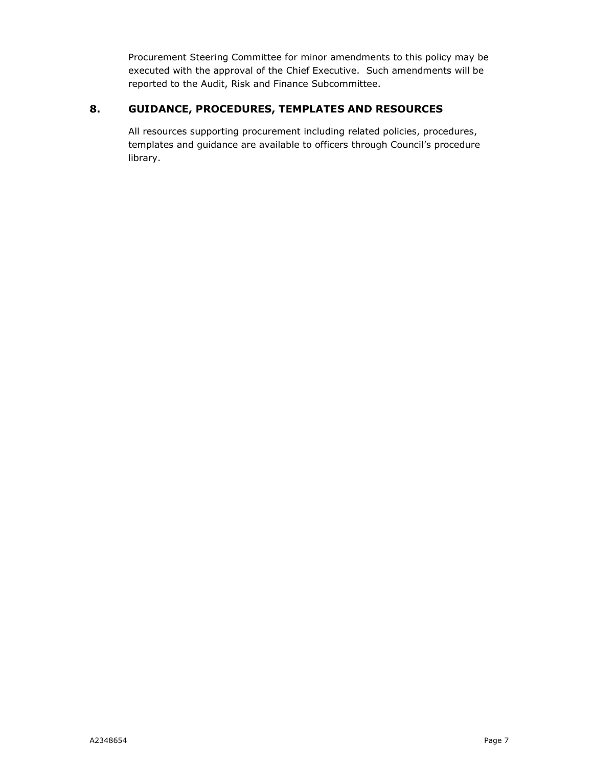Procurement Steering Committee for minor amendments to this policy may be executed with the approval of the Chief Executive. Such amendments will be reported to the Audit, Risk and Finance Subcommittee.

## 8. GUIDANCE, PROCEDURES, TEMPLATES AND RESOURCES

All resources supporting procurement including related policies, procedures, templates and guidance are available to officers through Council's procedure library.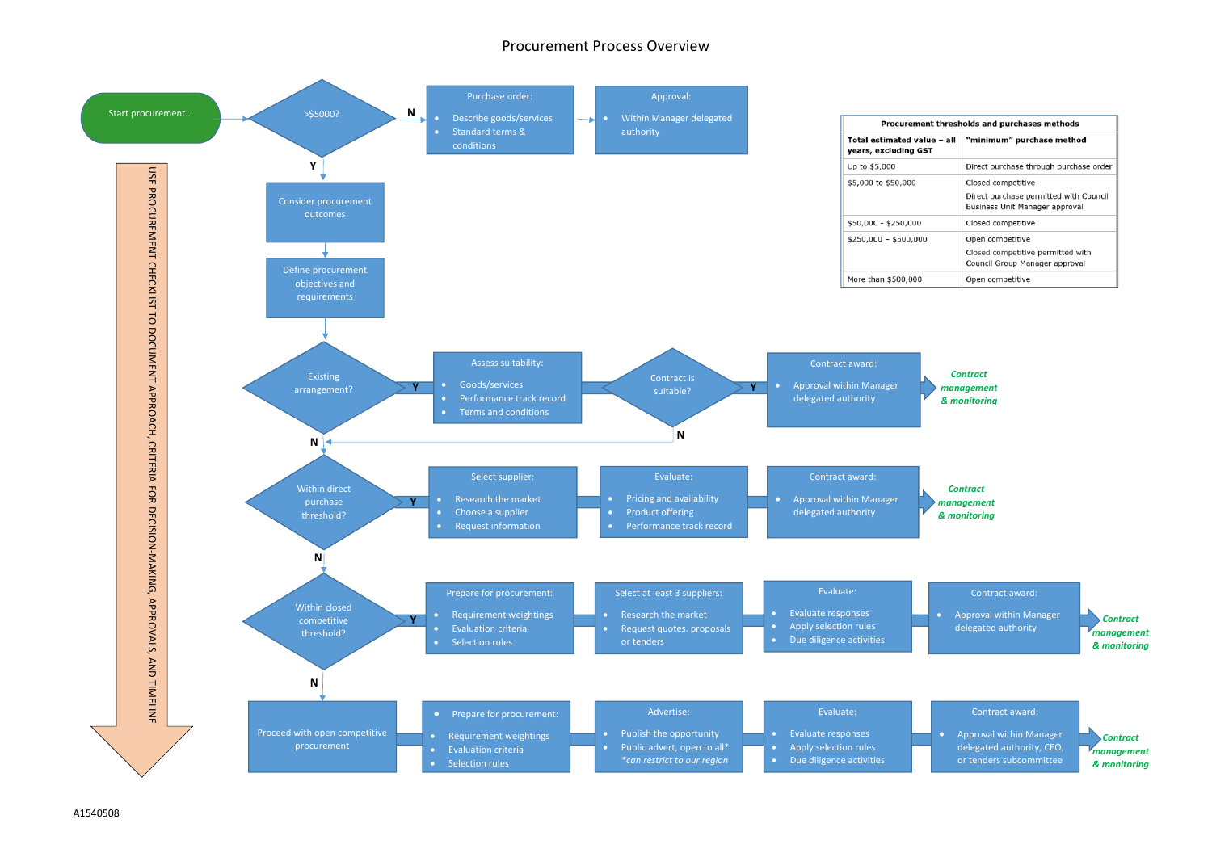# Procurement Process Overview

Start procurement…

>$5000?

N

Purchase order:

- Describe goods/services
- Standard terms & conditions

Approval:

- Within Manager delegated authority

Y

Consider procurement outcomes

Define procurement objectives and requirements

Existing arrangement?

Y

Assess suitability:

- Goods/services
- Performance track record
- Terms and conditions

Contract is suitable?

Y

Contract award:

- Approval within Manager delegated authority

*Contract management & monitoring*

N

N

Within direct purchase threshold?

Y

Select supplier:

- Research the market
- Choose a supplier
- Request information

Evaluate:

- Pricing and availability
- Product offering
- Performance track record

Contract award:

- Approval within Manager delegated authority

*Contract management & monitoring*

N

Within closed competitive threshold?

Y

Prepare for procurement:

- Requirement weightings
- Evaluation criteria
- Selection rules

Select at least 3 suppliers:

- Research the market
- Request quotes. proposals or tenders

Evaluate:

- Evaluate responses
- Apply selection rules
- Due diligence activities

Contract award:

- Approval within Manager delegated authority

*Contract management & monitoring*

N

Proceed with open competitive procurement

- Prepare for procurement:
- Requirement weightings
- Evaluation criteria
- Selection rules

Advertise:

- Publish the opportunity
- Public advert, open to all*
- *\*can restrict to our region*

Evaluate:

- Evaluate responses
- Apply selection rules
- Due diligence activities

Contract award:

- Approval within Manager delegated authority, CEO, or tenders subcommittee

*Contract management & monitoring*

USE PROCUREMENT CHECKLIST TO DOCUMENT APPROACH, CRITERIA FOR DECISION-MAKING, APPROVALS, AND TIMELINE

| Procurement thresholds and purchases methods | |
|---|---|
| **Total estimated value – all years, excluding GST** | **"minimum" purchase method** |
| Up to $5,000 | Direct purchase through purchase order |
| $5,000 to $50,000 | Closed competitive<br>Direct purchase permitted with Council Business Unit Manager approval |
| $50,000 - $250,000 | Closed competitive |
| $250,000 – $500,000 | Open competitive<br>Closed competitive permitted with Council Group Manager approval |
| More than $500,000 | Open competitive |

A1540508